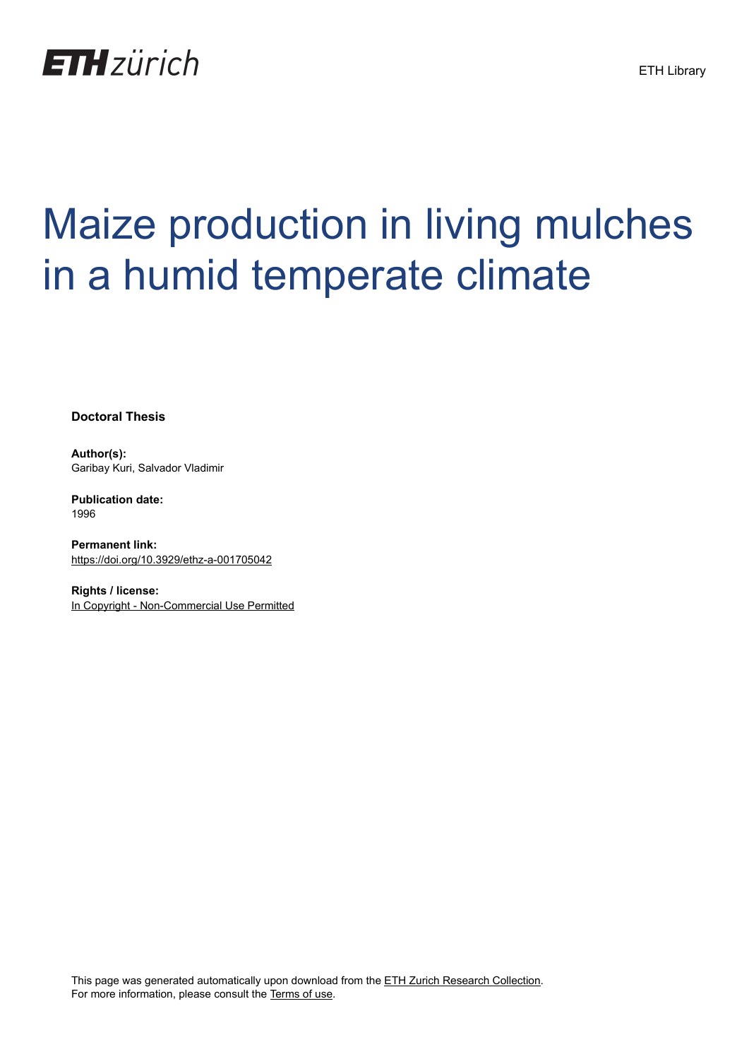# Maize production in living mulches in a humid temperate climate

**Doctoral Thesis**

**Author(s):**
Garibay Kuri, Salvador Vladimir

**Publication date:**
1996

**Permanent link:**
https://doi.org/10.3929/ethz-a-001705042

**Rights / license:**
In Copyright - Non-Commercial Use Permitted

This page was generated automatically upon download from the ETH Zurich Research Collection.
For more information, please consult the Terms of use.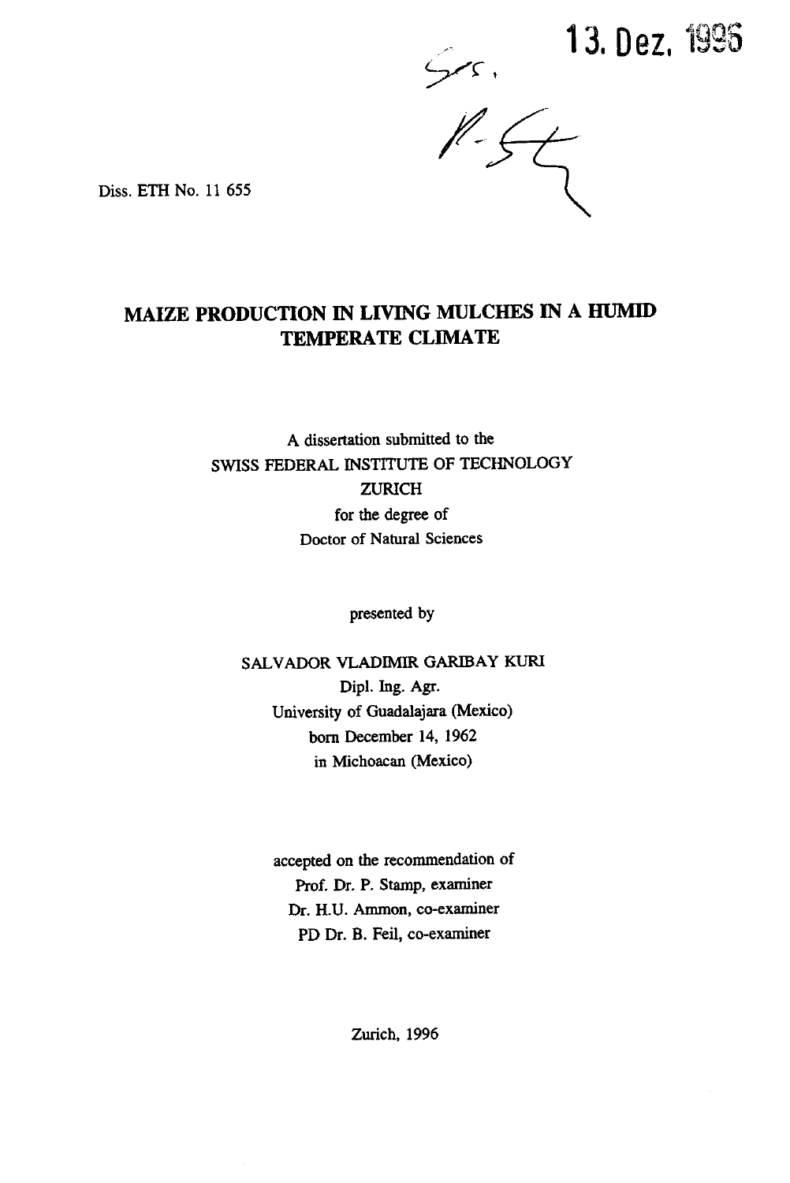13. Dez. 1996

Diss. ETH No. 11 655

# MAIZE PRODUCTION IN LIVING MULCHES IN A HUMID TEMPERATE CLIMATE

A dissertation submitted to the
SWISS FEDERAL INSTITUTE OF TECHNOLOGY
ZURICH
for the degree of
Doctor of Natural Sciences

presented by

SALVADOR VLADIMIR GARIBAY KURI
Dipl. Ing. Agr.
University of Guadalajara (Mexico)
born December 14, 1962
in Michoacan (Mexico)

accepted on the recommendation of
Prof. Dr. P. Stamp, examiner
Dr. H.U. Ammon, co-examiner
PD Dr. B. Feil, co-examiner

Zurich, 1996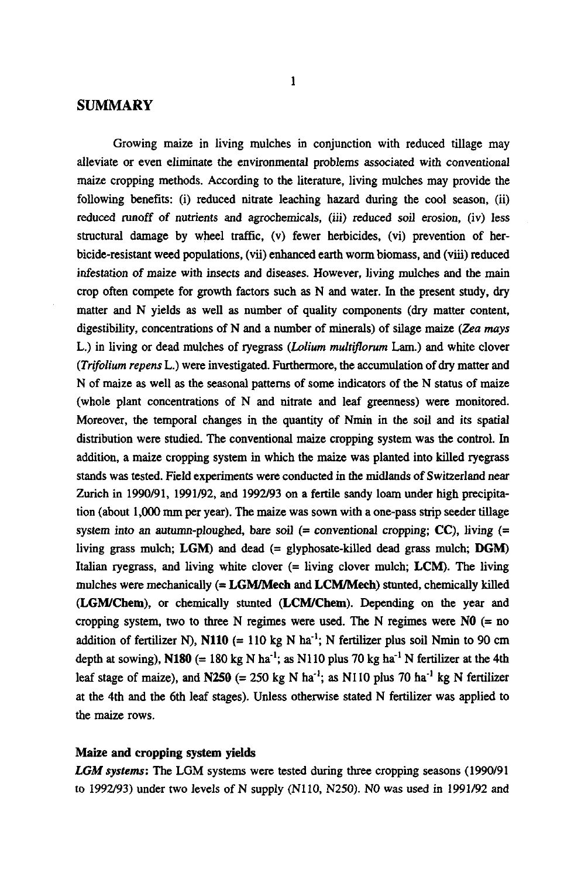## SUMMARY

Growing maize in living mulches in conjunction with reduced tillage may alleviate or even eliminate the environmental problems associated with conventional maize cropping methods. According to the literature, living mulches may provide the following benefits: (i) reduced nitrate leaching hazard during the cool season, (ii) reduced runoff of nutrients and agrochemicals, (iii) reduced soil erosion, (iv) less structural damage by wheel traffic, (v) fewer herbicides, (vi) prevention of herbicide-resistant weed populations, (vii) enhanced earth worm biomass, and (viii) reduced infestation of maize with insects and diseases. However, living mulches and the main crop often compete for growth factors such as N and water. In the present study, dry matter and N yields as well as number of quality components (dry matter content, digestibility, concentrations of N and a number of minerals) of silage maize (*Zea mays* L.) in living or dead mulches of ryegrass (*Lolium multiflorum* Lam.) and white clover (*Trifolium repens* L.) were investigated. Furthermore, the accumulation of dry matter and N of maize as well as the seasonal patterns of some indicators of the N status of maize (whole plant concentrations of N and nitrate and leaf greenness) were monitored. Moreover, the temporal changes in the quantity of Nmin in the soil and its spatial distribution were studied. The conventional maize cropping system was the control. In addition, a maize cropping system in which the maize was planted into killed ryegrass stands was tested. Field experiments were conducted in the midlands of Switzerland near Zurich in 1990/91, 1991/92, and 1992/93 on a fertile sandy loam under high precipitation (about 1,000 mm per year). The maize was sown with a one-pass strip seeder tillage system into an autumn-ploughed, bare soil (= conventional cropping; **CC**), living (= living grass mulch; **LGM**) and dead (= glyphosate-killed dead grass mulch; **DGM**) Italian ryegrass, and living white clover (= living clover mulch; **LCM**). The living mulches were mechanically (= **LGM/Mech** and **LCM/Mech**) stunted, chemically killed (**LGM/Chem**), or chemically stunted (**LCM/Chem**). Depending on the year and cropping system, two to three N regimes were used. The N regimes were **N0** (= no addition of fertilizer N), **N110** (= 110 kg N ha$^{-1}$; N fertilizer plus soil Nmin to 90 cm depth at sowing), **N180** (= 180 kg N ha$^{-1}$; as N110 plus 70 kg ha$^{-1}$ N fertilizer at the 4th leaf stage of maize), and **N250** (= 250 kg N ha$^{-1}$; as N110 plus 70 ha$^{-1}$ kg N fertilizer at the 4th and the 6th leaf stages). Unless otherwise stated N fertilizer was applied to the maize rows.

### Maize and cropping system yields

***LGM systems***: The LGM systems were tested during three cropping seasons (1990/91 to 1992/93) under two levels of N supply (N110, N250). N0 was used in 1991/92 and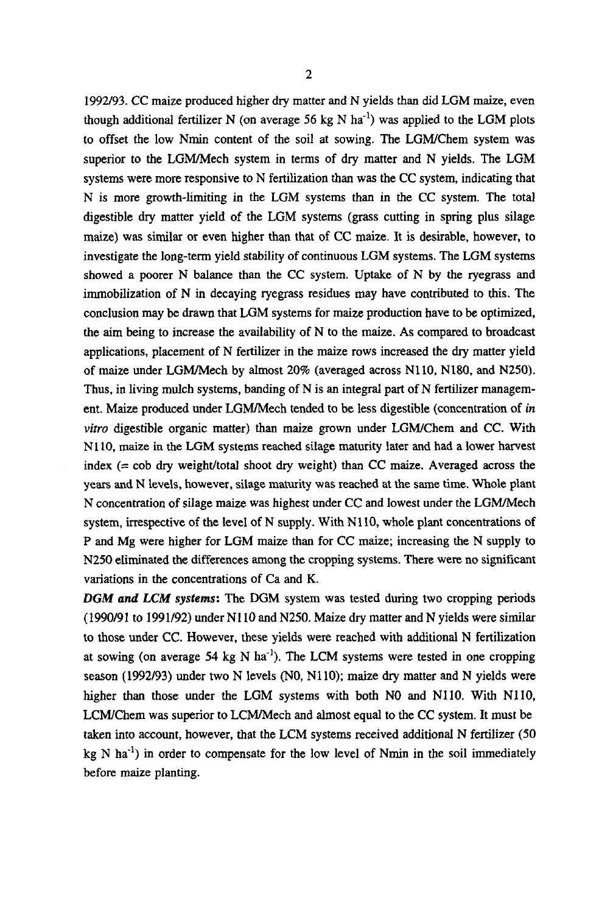1992/93. CC maize produced higher dry matter and N yields than did LGM maize, even though additional fertilizer N (on average 56 kg N $ha^{-1}$) was applied to the LGM plots to offset the low Nmin content of the soil at sowing. The LGM/Chem system was superior to the LGM/Mech system in terms of dry matter and N yields. The LGM systems were more responsive to N fertilization than was the CC system, indicating that N is more growth-limiting in the LGM systems than in the CC system. The total digestible dry matter yield of the LGM systems (grass cutting in spring plus silage maize) was similar or even higher than that of CC maize. It is desirable, however, to investigate the long-term yield stability of continuous LGM systems. The LGM systems showed a poorer N balance than the CC system. Uptake of N by the ryegrass and immobilization of N in decaying ryegrass residues may have contributed to this. The conclusion may be drawn that LGM systems for maize production have to be optimized, the aim being to increase the availability of N to the maize. As compared to broadcast applications, placement of N fertilizer in the maize rows increased the dry matter yield of maize under LGM/Mech by almost 20% (averaged across N110, N180, and N250). Thus, in living mulch systems, banding of N is an integral part of N fertilizer management. Maize produced under LGM/Mech tended to be less digestible (concentration of *in vitro* digestible organic matter) than maize grown under LGM/Chem and CC. With N110, maize in the LGM systems reached silage maturity later and had a lower harvest index (= cob dry weight/total shoot dry weight) than CC maize. Averaged across the years and N levels, however, silage maturity was reached at the same time. Whole plant N concentration of silage maize was highest under CC and lowest under the LGM/Mech system, irrespective of the level of N supply. With N110, whole plant concentrations of P and Mg were higher for LGM maize than for CC maize; increasing the N supply to N250 eliminated the differences among the cropping systems. There were no significant variations in the concentrations of Ca and K.

***DGM and LCM systems*:** The DGM system was tested during two cropping periods (1990/91 to 1991/92) under N110 and N250. Maize dry matter and N yields were similar to those under CC. However, these yields were reached with additional N fertilization at sowing (on average 54 kg N $ha^{-1}$). The LCM systems were tested in one cropping season (1992/93) under two N levels (N0, N110); maize dry matter and N yields were higher than those under the LGM systems with both N0 and N110. With N110, LCM/Chem was superior to LCM/Mech and almost equal to the CC system. It must be taken into account, however, that the LCM systems received additional N fertilizer (50 kg N $ha^{-1}$) in order to compensate for the low level of Nmin in the soil immediately before maize planting.